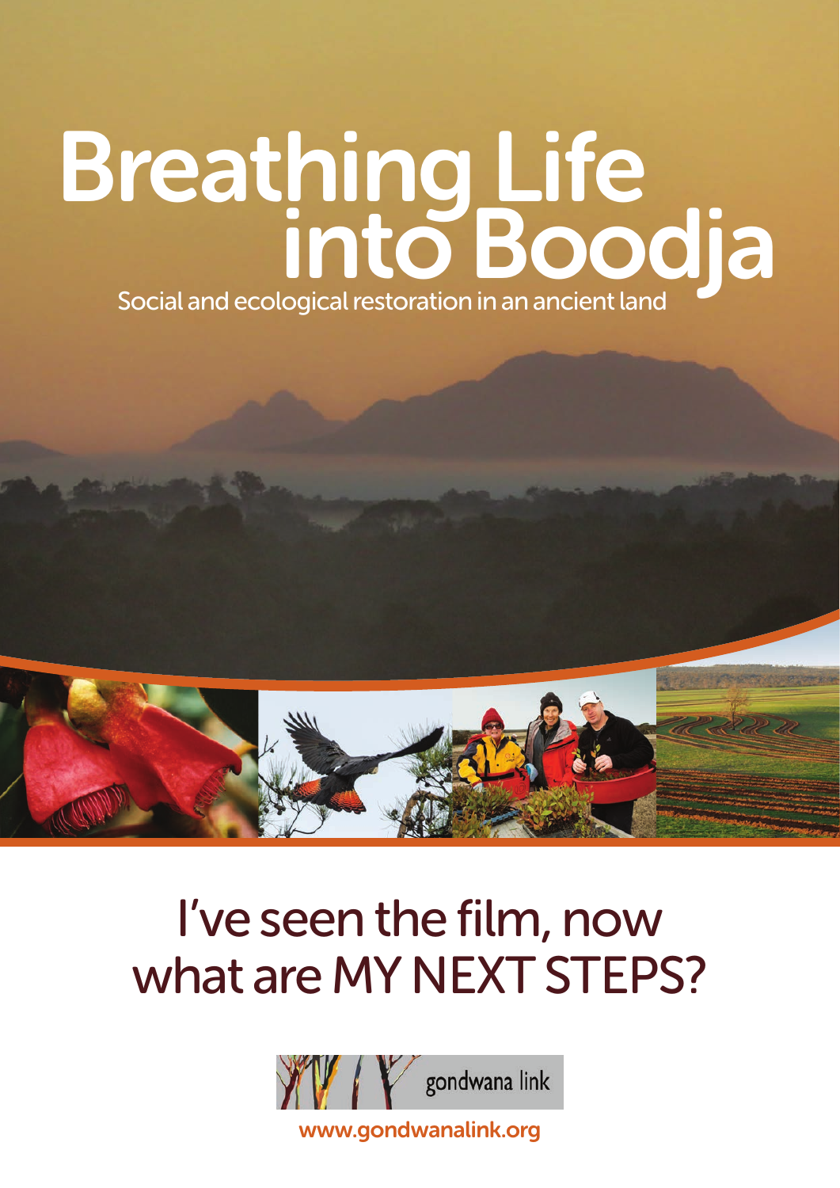# Breathing Life into Boodja

Social and ecological restoration in an ancient land

## I've seen the film, now what are MY NEXT STEPS?

gondwana link

www.gondwanalink.org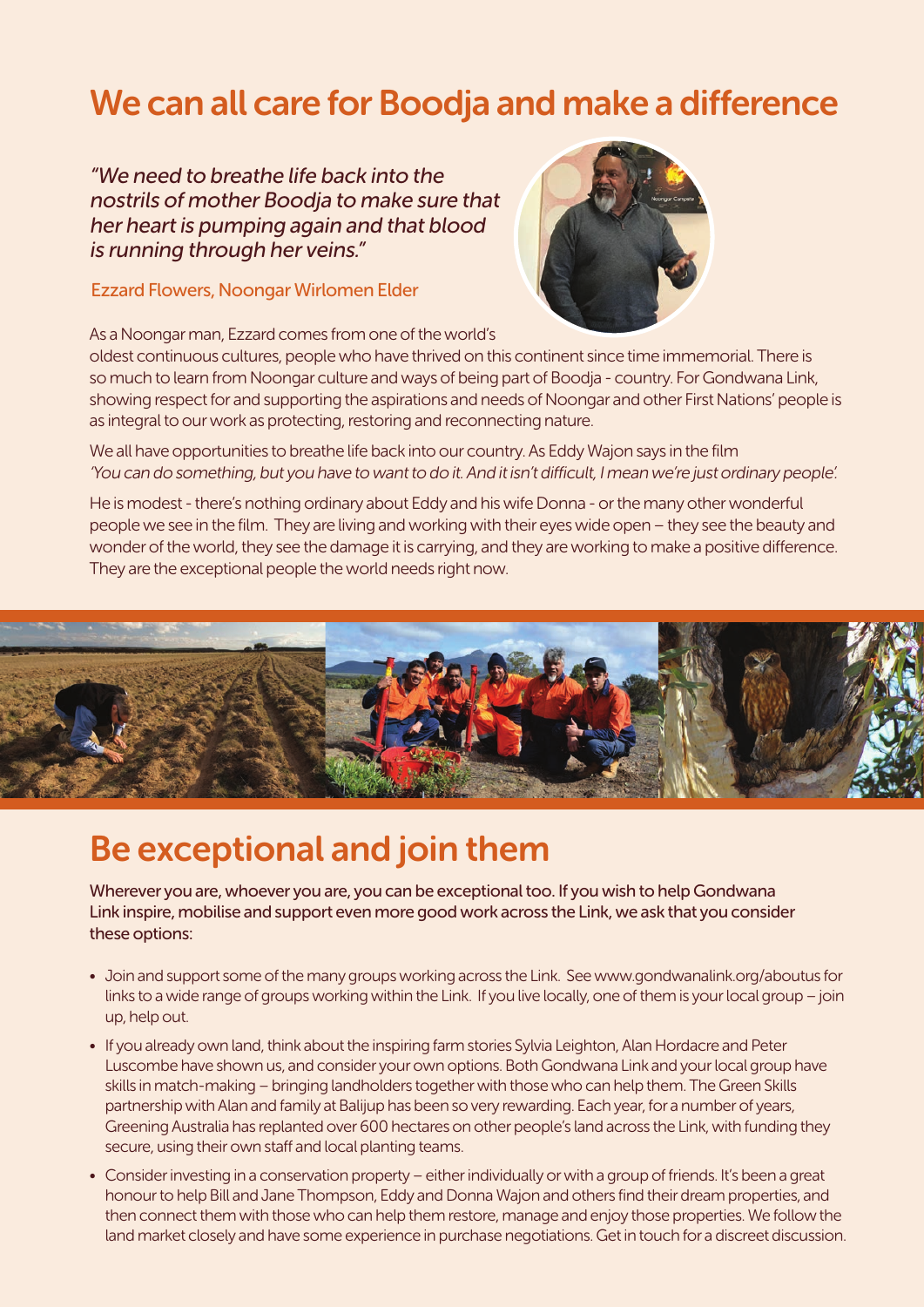# We can all care for Boodja and make a difference

*"We need to breathe life back into the nostrils of mother Boodja to make sure that her heart is pumping again and that blood is running through her veins."*

Ezzard Flowers, Noongar Wirlomen Elder

As a Noongar man, Ezzard comes from one of the world's oldest continuous cultures, people who have thrived on this continent since time immemorial. There is so much to learn from Noongar culture and ways of being part of Boodja - country. For Gondwana Link, showing respect for and supporting the aspirations and needs of Noongar and other First Nations' people is as integral to our work as protecting, restoring and reconnecting nature.

We all have opportunities to breathe life back into our country. As Eddy Wajon says in the film *'You can do something, but you have to want to do it. And it isn't difficult, I mean we're just ordinary people'.*

He is modest - there's nothing ordinary about Eddy and his wife Donna - or the many other wonderful people we see in the film. They are living and working with their eyes wide open – they see the beauty and wonder of the world, they see the damage it is carrying, and they are working to make a positive difference. They are the exceptional people the world needs right now.

# Be exceptional and join them

Wherever you are, whoever you are, you can be exceptional too. If you wish to help Gondwana Link inspire, mobilise and support even more good work across the Link, we ask that you consider these options:

- Join and support some of the many groups working across the Link. See www.gondwanalink.org/aboutus for links to a wide range of groups working within the Link. If you live locally, one of them is your local group – join up, help out.
- If you already own land, think about the inspiring farm stories Sylvia Leighton, Alan Hordacre and Peter Luscombe have shown us, and consider your own options. Both Gondwana Link and your local group have skills in match-making – bringing landholders together with those who can help them. The Green Skills partnership with Alan and family at Balijup has been so very rewarding. Each year, for a number of years, Greening Australia has replanted over 600 hectares on other people's land across the Link, with funding they secure, using their own staff and local planting teams.
- Consider investing in a conservation property – either individually or with a group of friends. It's been a great honour to help Bill and Jane Thompson, Eddy and Donna Wajon and others find their dream properties, and then connect them with those who can help them restore, manage and enjoy those properties. We follow the land market closely and have some experience in purchase negotiations. Get in touch for a discreet discussion.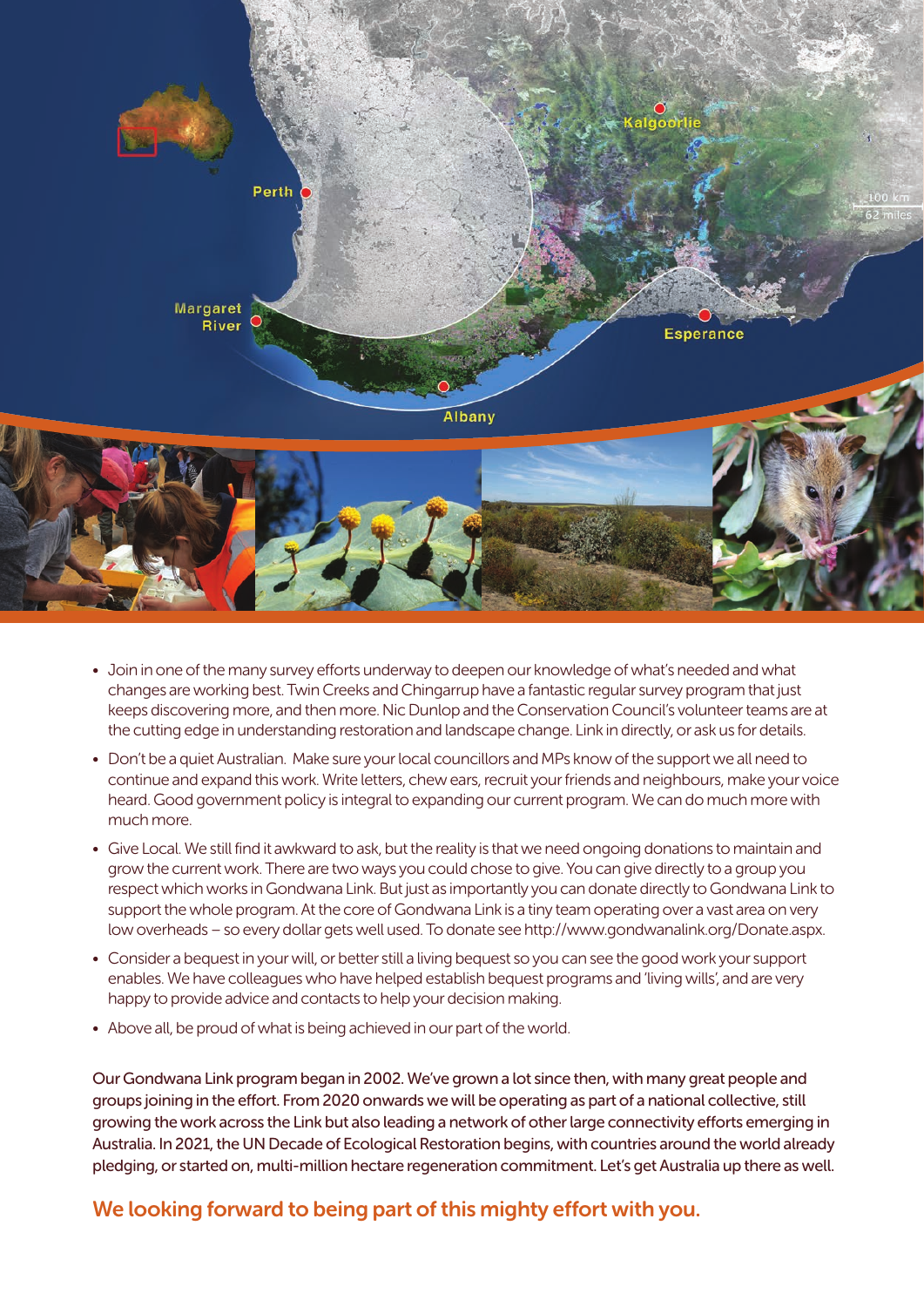- Join in one of the many survey efforts underway to deepen our knowledge of what's needed and what changes are working best. Twin Creeks and Chingarrup have a fantastic regular survey program that just keeps discovering more, and then more. Nic Dunlop and the Conservation Council's volunteer teams are at the cutting edge in understanding restoration and landscape change. Link in directly, or ask us for details.
- Don't be a quiet Australian. Make sure your local councillors and MPs know of the support we all need to continue and expand this work. Write letters, chew ears, recruit your friends and neighbours, make your voice heard. Good government policy is integral to expanding our current program. We can do much more with much more.
- Give Local. We still find it awkward to ask, but the reality is that we need ongoing donations to maintain and grow the current work. There are two ways you could chose to give. You can give directly to a group you respect which works in Gondwana Link. But just as importantly you can donate directly to Gondwana Link to support the whole program. At the core of Gondwana Link is a tiny team operating over a vast area on very low overheads – so every dollar gets well used. To donate see http://www.gondwanalink.org/Donate.aspx.
- Consider a bequest in your will, or better still a living bequest so you can see the good work your support enables. We have colleagues who have helped establish bequest programs and 'living wills', and are very happy to provide advice and contacts to help your decision making.
- Above all, be proud of what is being achieved in our part of the world.

Our Gondwana Link program began in 2002. We've grown a lot since then, with many great people and groups joining in the effort. From 2020 onwards we will be operating as part of a national collective, still growing the work across the Link but also leading a network of other large connectivity efforts emerging in Australia. In 2021, the UN Decade of Ecological Restoration begins, with countries around the world already pledging, or started on, multi-million hectare regeneration commitment. Let's get Australia up there as well.

## We looking forward to being part of this mighty effort with you.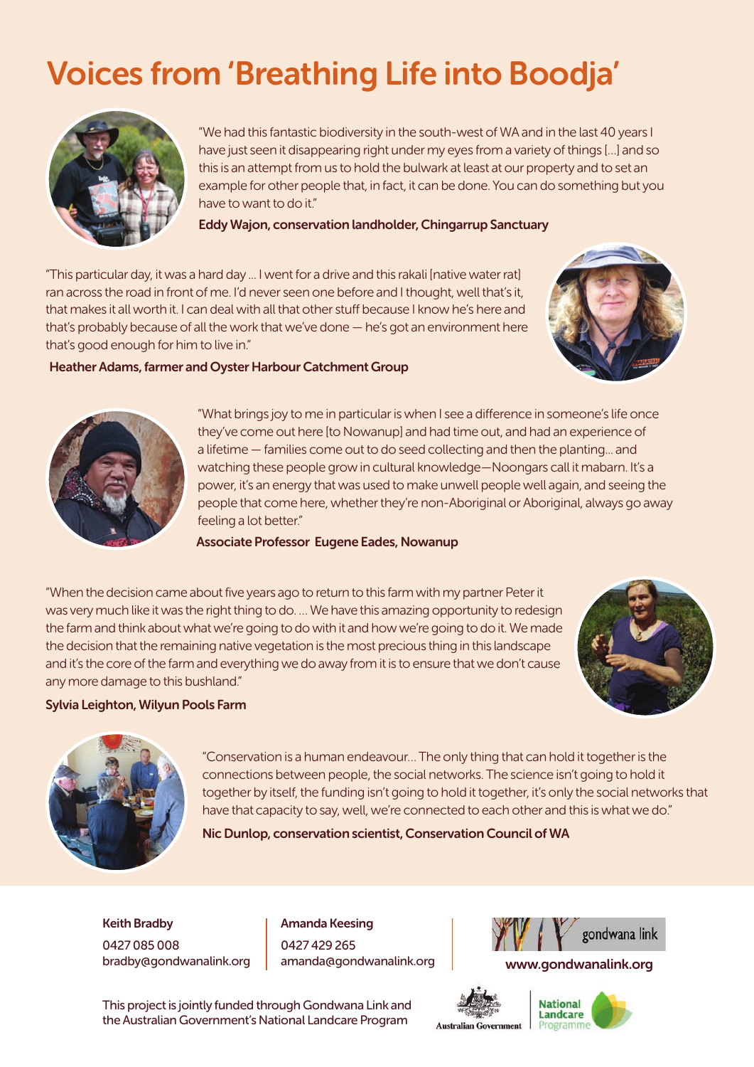# Voices from 'Breathing Life into Boodja'

"We had this fantastic biodiversity in the south-west of WA and in the last 40 years I have just seen it disappearing right under my eyes from a variety of things [...] and so this is an attempt from us to hold the bulwark at least at our property and to set an example for other people that, in fact, it can be done. You can do something but you have to want to do it."

**Eddy Wajon, conservation landholder, Chingarrup Sanctuary**

"This particular day, it was a hard day ... I went for a drive and this rakali [native water rat] ran across the road in front of me. I'd never seen one before and I thought, well that's it, that makes it all worth it. I can deal with all that other stuff because I know he's here and that's probably because of all the work that we've done — he's got an environment here that's good enough for him to live in."

**Heather Adams, farmer and Oyster Harbour Catchment Group**

"What brings joy to me in particular is when I see a difference in someone's life once they've come out here [to Nowanup] and had time out, and had an experience of a lifetime — families come out to do seed collecting and then the planting... and watching these people grow in cultural knowledge—Noongars call it mabarn. It's a power, it's an energy that was used to make unwell people well again, and seeing the people that come here, whether they're non-Aboriginal or Aboriginal, always go away feeling a lot better."

**Associate Professor Eugene Eades, Nowanup**

"When the decision came about five years ago to return to this farm with my partner Peter it was very much like it was the right thing to do. ... We have this amazing opportunity to redesign the farm and think about what we're going to do with it and how we're going to do it. We made the decision that the remaining native vegetation is the most precious thing in this landscape and it's the core of the farm and everything we do away from it is to ensure that we don't cause any more damage to this bushland."

**Sylvia Leighton, Wilyun Pools Farm**

"Conservation is a human endeavour... The only thing that can hold it together is the connections between people, the social networks. The science isn't going to hold it together by itself, the funding isn't going to hold it together, it's only the social networks that have that capacity to say, well, we're connected to each other and this is what we do."

**Nic Dunlop, conservation scientist, Conservation Council of WA**

**Keith Bradby**
0427 085 008
bradby@gondwanalink.org

**Amanda Keesing**
0427 429 265
amanda@gondwanalink.org

gondwana link
**www.gondwanalink.org**

This project is jointly funded through Gondwana Link and the Australian Government's National Landcare Program

Australian Government | National Landcare Programme